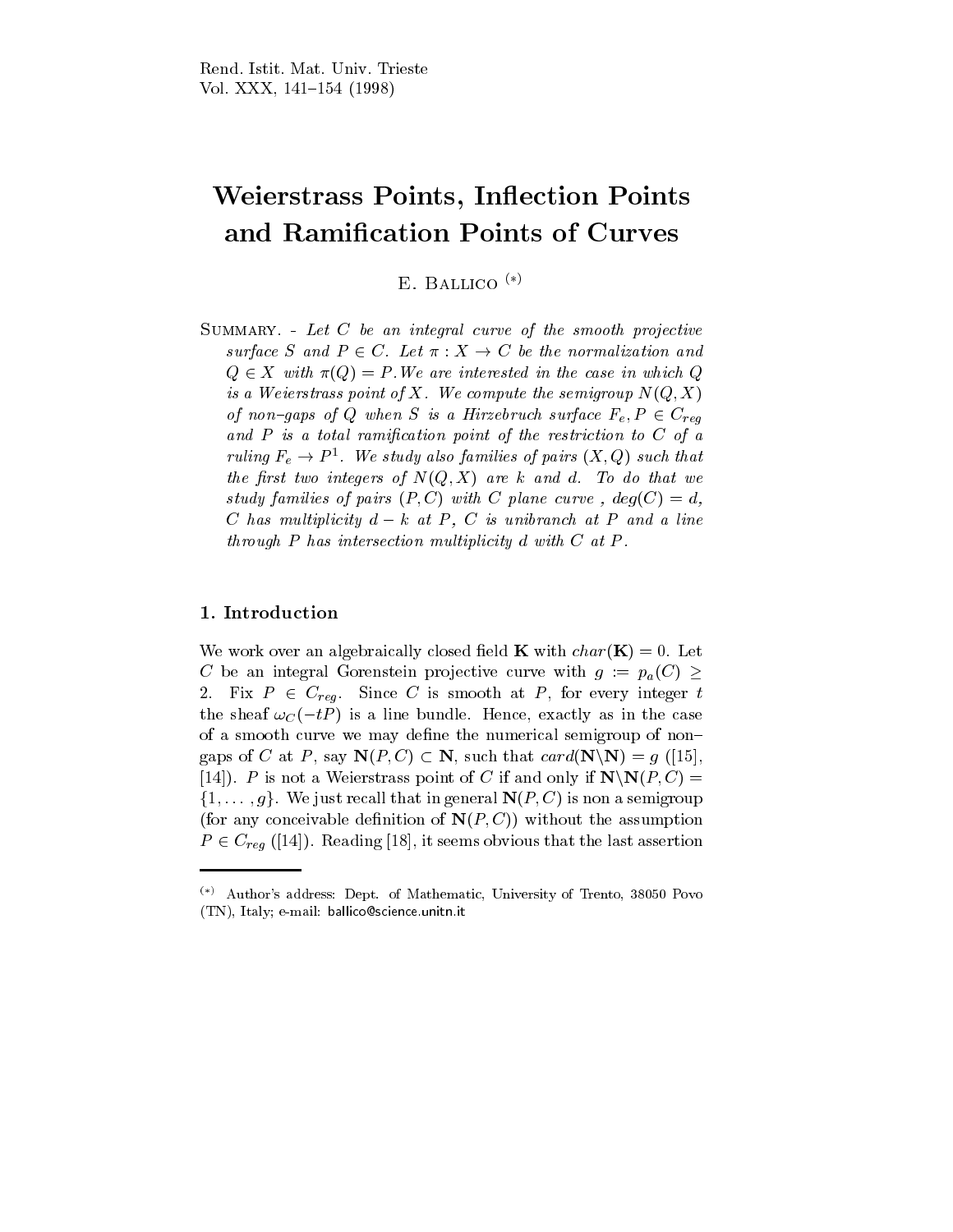# Weierstrass Points, Inflection Points and Ramification Points of Curves

E. Ballico [(*)]

Summary. - *Let $C$ be an integral curve of the smooth projective surface $S$ and $P \in C$. Let $\pi : X \to C$ be the normalization and $Q \in X$ with $\pi(Q) = P$. We are interested in the case in which $Q$ is a Weierstrass point of $X$. We compute the semigroup $N(Q, X)$ of non–gaps of $Q$ when $S$ is a Hirzebruch surface $F_e, P \in C_{reg}$ and $P$ is a total ramification point of the restriction to $C$ of a ruling $F_e \to P^1$. We study also families of pairs $(X, Q)$ such that the first two integers of $N(Q, X)$ are $k$ and $d$. To do that we study families of pairs $(P, C)$ with $C$ plane curve, $deg(C) = d$, $C$ has multiplicity $d - k$ at $P$, $C$ is unibranch at $P$ and a line through $P$ has intersection multiplicity $d$ with $C$ at $P$.*

## 1. Introduction

We work over an algebraically closed field $\mathbf{K}$ with $char(\mathbf{K}) = 0$. Let $C$ be an integral Gorenstein projective curve with $g := p_a(C) \geq 2$. Fix $P \in C_{reg}$. Since $C$ is smooth at $P$, for every integer $t$ the sheaf $\omega_C(-tP)$ is a line bundle. Hence, exactly as in the case of a smooth curve we may define the numerical semigroup of non–gaps of $C$ at $P$, say $\mathbf{N}(P, C) \subset \mathbf{N}$, such that $card(\mathbf{N} \backslash \mathbf{N}) = g$ ([15], [14]). $P$ is not a Weierstrass point of $C$ if and only if $\mathbf{N} \backslash \mathbf{N}(P, C) = \{1, \dots, g\}$. We just recall that in general $\mathbf{N}(P, C)$ is non a semigroup (for any conceivable definition of $\mathbf{N}(P, C)$) without the assumption $P \in C_{reg}$ ([14]). Reading [18], it seems obvious that the last assertion

---

(*) Author's address: Dept. of Mathematic, University of Trento, 38050 Povo (TN), Italy; e-mail: ballico@science.unitn.it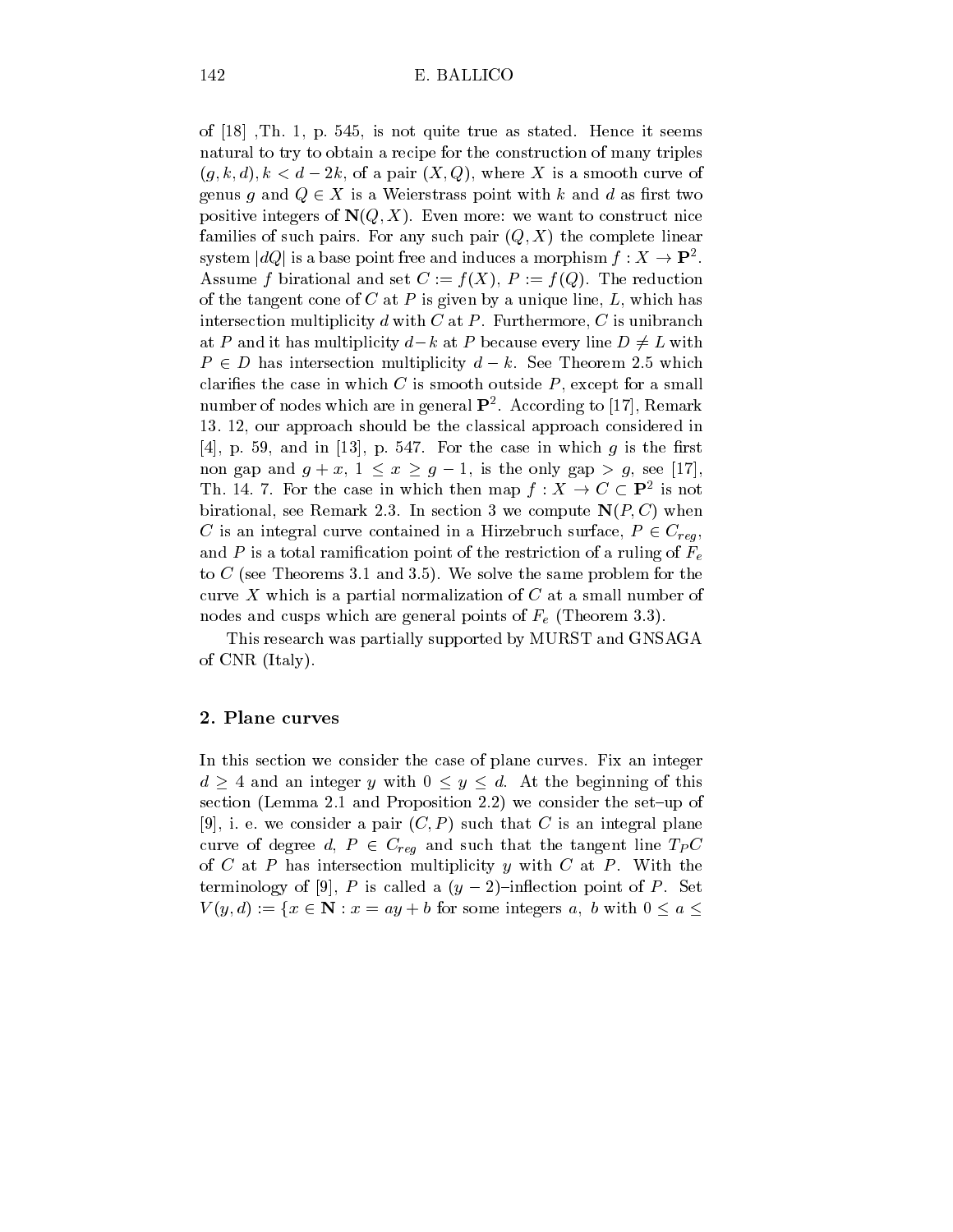of [18] ,Th. 1, p. 545, is not quite true as stated. Hence it seems natural to try to obtain a recipe for the construction of many triples $(g, k, d)$, $k < d - 2k$, of a pair $(X, Q)$, where $X$ is a smooth curve of genus $g$ and $Q \in X$ is a Weierstrass point with $k$ and $d$ as first two positive integers of $\mathbf{N}(Q, X)$. Even more: we want to construct nice families of such pairs. For any such pair $(Q, X)$ the complete linear system $|dQ|$ is a base point free and induces a morphism $f : X \to \mathbf{P}^2$. Assume $f$ birational and set $C := f(X)$, $P := f(Q)$. The reduction of the tangent cone of $C$ at $P$ is given by a unique line, $L$, which has intersection multiplicity $d$ with $C$ at $P$. Furthermore, $C$ is unibranch at $P$ and it has multiplicity $d-k$ at $P$ because every line $D \neq L$ with $P \in D$ has intersection multiplicity $d - k$. See Theorem 2.5 which clarifies the case in which $C$ is smooth outside $P$, except for a small number of nodes which are in general $\mathbf{P}^2$. According to [17], Remark 13. 12, our approach should be the classical approach considered in [4], p. 59, and in [13], p. 547. For the case in which $g$ is the first non gap and $g + x$, $1 \leq x \geq g - 1$, is the only gap $> g$, see [17], Th. 14. 7. For the case in which then map $f : X \to C \subset \mathbf{P}^2$ is not birational, see Remark 2.3. In section 3 we compute $\mathbf{N}(P, C)$ when $C$ is an integral curve contained in a Hirzebruch surface, $P \in C_{reg}$, and $P$ is a total ramification point of the restriction of a ruling of $F_e$ to $C$ (see Theorems 3.1 and 3.5). We solve the same problem for the curve $X$ which is a partial normalization of $C$ at a small number of nodes and cusps which are general points of $F_e$ (Theorem 3.3).

This research was partially supported by MURST and GNSAGA of CNR (Italy).

## 2. Plane curves

In this section we consider the case of plane curves. Fix an integer $d \geq 4$ and an integer $y$ with $0 \leq y \leq d$. At the beginning of this section (Lemma 2.1 and Proposition 2.2) we consider the set–up of [9], i. e. we consider a pair $(C, P)$ such that $C$ is an integral plane curve of degree $d$, $P \in C_{reg}$ and such that the tangent line $T_P C$ of $C$ at $P$ has intersection multiplicity $y$ with $C$ at $P$. With the terminology of [9], $P$ is called a $(y - 2)$–inflection point of $P$. Set $V(y, d) := \{x \in \mathbf{N} : x = ay + b$ for some integers $a$, $b$ with $0 \leq a \leq$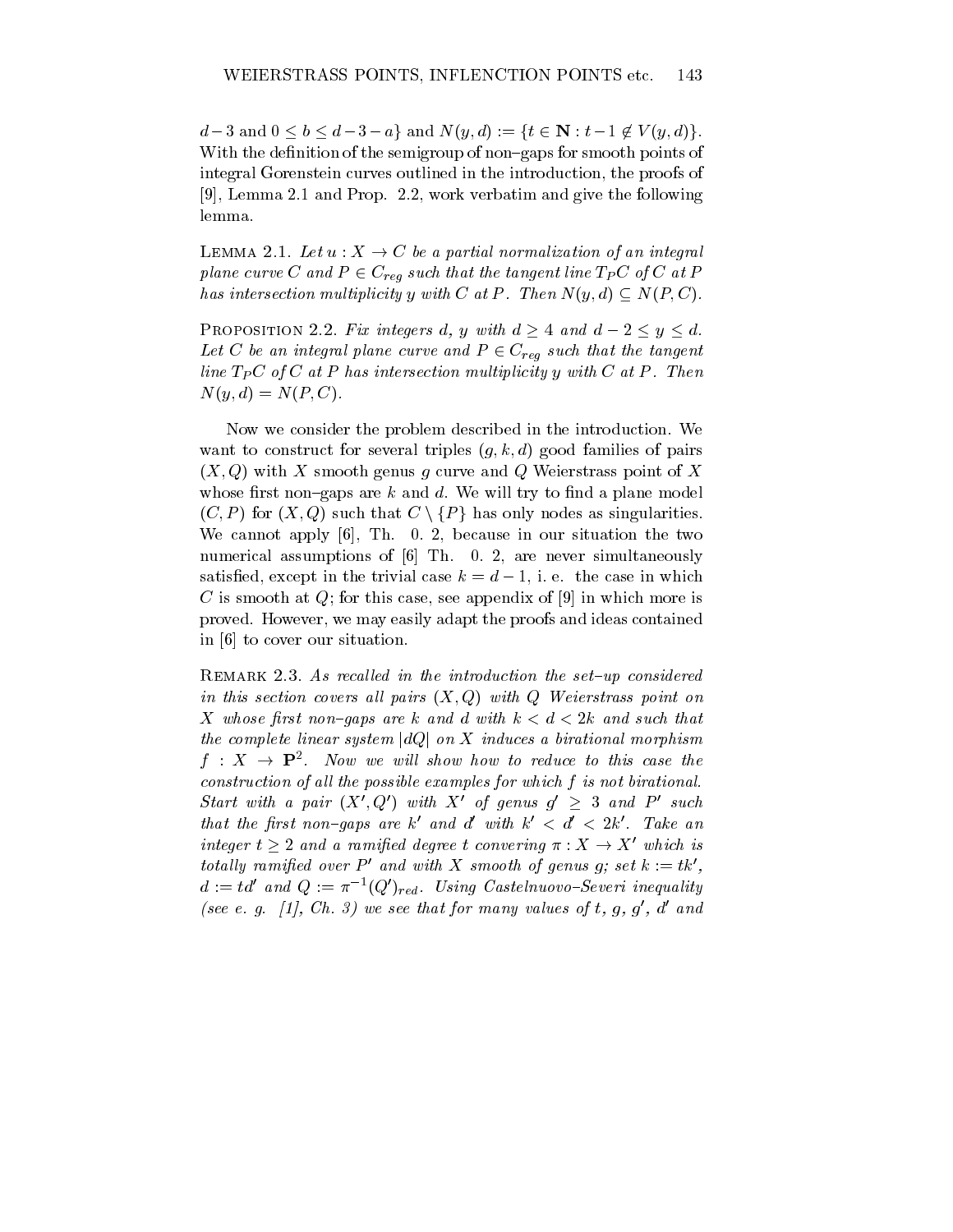$d-3$ and $0 \leq b \leq d-3-a\}$ and $N(y,d) := \{t \in \mathbf{N} : t-1 \notin V(y,d)\}$. With the definition of the semigroup of non–gaps for smooth points of integral Gorenstein curves outlined in the introduction, the proofs of [9], Lemma 2.1 and Prop. 2.2, work verbatim and give the following lemma.

LEMMA 2.1. *Let $u : X \to C$ be a partial normalization of an integral plane curve $C$ and $P \in C_{reg}$ such that the tangent line $T_PC$ of $C$ at $P$ has intersection multiplicity $y$ with $C$ at $P$. Then $N(y,d) \subseteq N(P,C)$.*

PROPOSITION 2.2. *Fix integers $d$, $y$ with $d \geq 4$ and $d-2 \leq y \leq d$. Let $C$ be an integral plane curve and $P \in C_{reg}$ such that the tangent line $T_PC$ of $C$ at $P$ has intersection multiplicity $y$ with $C$ at $P$. Then $N(y,d) = N(P,C)$.*

Now we consider the problem described in the introduction. We want to construct for several triples $(g,k,d)$ good families of pairs $(X,Q)$ with $X$ smooth genus $g$ curve and $Q$ Weierstrass point of $X$ whose first non–gaps are $k$ and $d$. We will try to find a plane model $(C,P)$ for $(X,Q)$ such that $C \setminus \{P\}$ has only nodes as singularities. We cannot apply [6], Th. 0. 2, because in our situation the two numerical assumptions of [6] Th. 0. 2, are never simultaneously satisfied, except in the trivial case $k = d-1$, i. e. the case in which $C$ is smooth at $Q$; for this case, see appendix of [9] in which more is proved. However, we may easily adapt the proofs and ideas contained in [6] to cover our situation.

REMARK 2.3. *As recalled in the introduction the set–up considered in this section covers all pairs $(X,Q)$ with $Q$ Weierstrass point on $X$ whose first non–gaps are $k$ and $d$ with $k < d < 2k$ and such that the complete linear system $|dQ|$ on $X$ induces a birational morphism $f : X \to \mathbf{P}^2$. Now we will show how to reduce to this case the construction of all the possible examples for which $f$ is not birational. Start with a pair $(X',Q')$ with $X'$ of genus $g' \geq 3$ and $P'$ such that the first non–gaps are $k'$ and $d'$ with $k' < d' < 2k'$. Take an integer $t \geq 2$ and a ramified degree $t$ convering $\pi : X \to X'$ which is totally ramified over $P'$ and with $X$ smooth of genus $g$; set $k := tk'$, $d := td'$ and $Q := \pi^{-1}(Q')_{red}$. Using Castelnuovo–Severi inequality (see e. g. [1], Ch. 3) we see that for many values of $t$, $g$, $g'$, $d'$ and*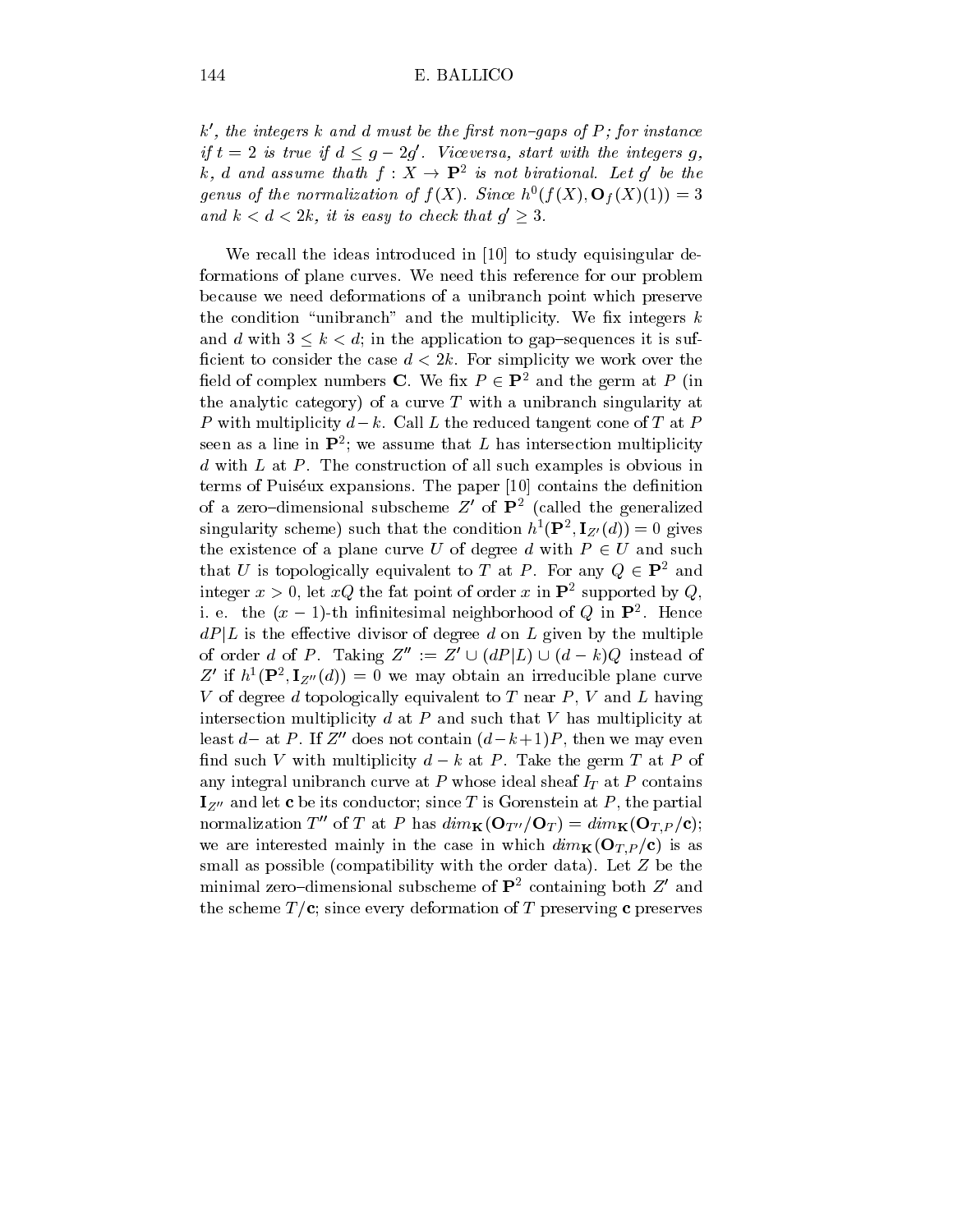*$k'$, the integers $k$ and $d$ must be the first non–gaps of $P$; for instance if $t = 2$ is true if $d \leq g - 2g'$. Viceversa, start with the integers $g$, $k$, $d$ and assume thath $f : X \to \mathbf{P}^2$ is not birational. Let $g'$ be the genus of the normalization of $f(X)$. Since $h^0(f(X), \mathbf{O}_f(X)(1)) = 3$ and $k < d < 2k$, it is easy to check that $g' \geq 3$.*

We recall the ideas introduced in [10] to study equisingular deformations of plane curves. We need this reference for our problem because we need deformations of a unibranch point which preserve the condition "unibranch" and the multiplicity. We fix integers $k$ and $d$ with $3 \leq k < d$; in the application to gap–sequences it is sufficient to consider the case $d < 2k$. For simplicity we work over the field of complex numbers $\mathbf{C}$. We fix $P \in \mathbf{P}^2$ and the germ at $P$ (in the analytic category) of a curve $T$ with a unibranch singularity at $P$ with multiplicity $d-k$. Call $L$ the reduced tangent cone of $T$ at $P$ seen as a line in $\mathbf{P}^2$; we assume that $L$ has intersection multiplicity $d$ with $L$ at $P$. The construction of all such examples is obvious in terms of Puiséux expansions. The paper [10] contains the definition of a zero–dimensional subscheme $Z'$ of $\mathbf{P}^2$ (called the generalized singularity scheme) such that the condition $h^1(\mathbf{P}^2, \mathbf{I}_{Z'}(d)) = 0$ gives the existence of a plane curve $U$ of degree $d$ with $P \in U$ and such that $U$ is topologically equivalent to $T$ at $P$. For any $Q \in \mathbf{P}^2$ and integer $x > 0$, let $xQ$ the fat point of order $x$ in $\mathbf{P}^2$ supported by $Q$, i. e. the $(x-1)$-th infinitesimal neighborhood of $Q$ in $\mathbf{P}^2$. Hence $dP|L$ is the effective divisor of degree $d$ on $L$ given by the multiple of order $d$ of $P$. Taking $Z'' := Z' \cup (dP|L) \cup (d-k)Q$ instead of $Z'$ if $h^1(\mathbf{P}^2, \mathbf{I}_{Z''}(d)) = 0$ we may obtain an irreducible plane curve $V$ of degree $d$ topologically equivalent to $T$ near $P$, $V$ and $L$ having intersection multiplicity $d$ at $P$ and such that $V$ has multiplicity at least $d-$ at $P$. If $Z''$ does not contain $(d-k+1)P$, then we may even find such $V$ with multiplicity $d-k$ at $P$. Take the germ $T$ at $P$ of any integral unibranch curve at $P$ whose ideal sheaf $I_T$ at $P$ contains $\mathbf{I}_{Z''}$ and let $\mathbf{c}$ be its conductor; since $T$ is Gorenstein at $P$, the partial normalization $T''$ of $T$ at $P$ has $dim_{\mathbf{K}}(\mathbf{O}_{T''}/\mathbf{O}_T) = dim_{\mathbf{K}}(\mathbf{O}_{T,P}/\mathbf{c})$; we are interested mainly in the case in which $dim_{\mathbf{K}}(\mathbf{O}_{T,P}/\mathbf{c})$ is as small as possible (compatibility with the order data). Let $Z$ be the minimal zero–dimensional subscheme of $\mathbf{P}^2$ containing both $Z'$ and the scheme $T/\mathbf{c}$; since every deformation of $T$ preserving $\mathbf{c}$ preserves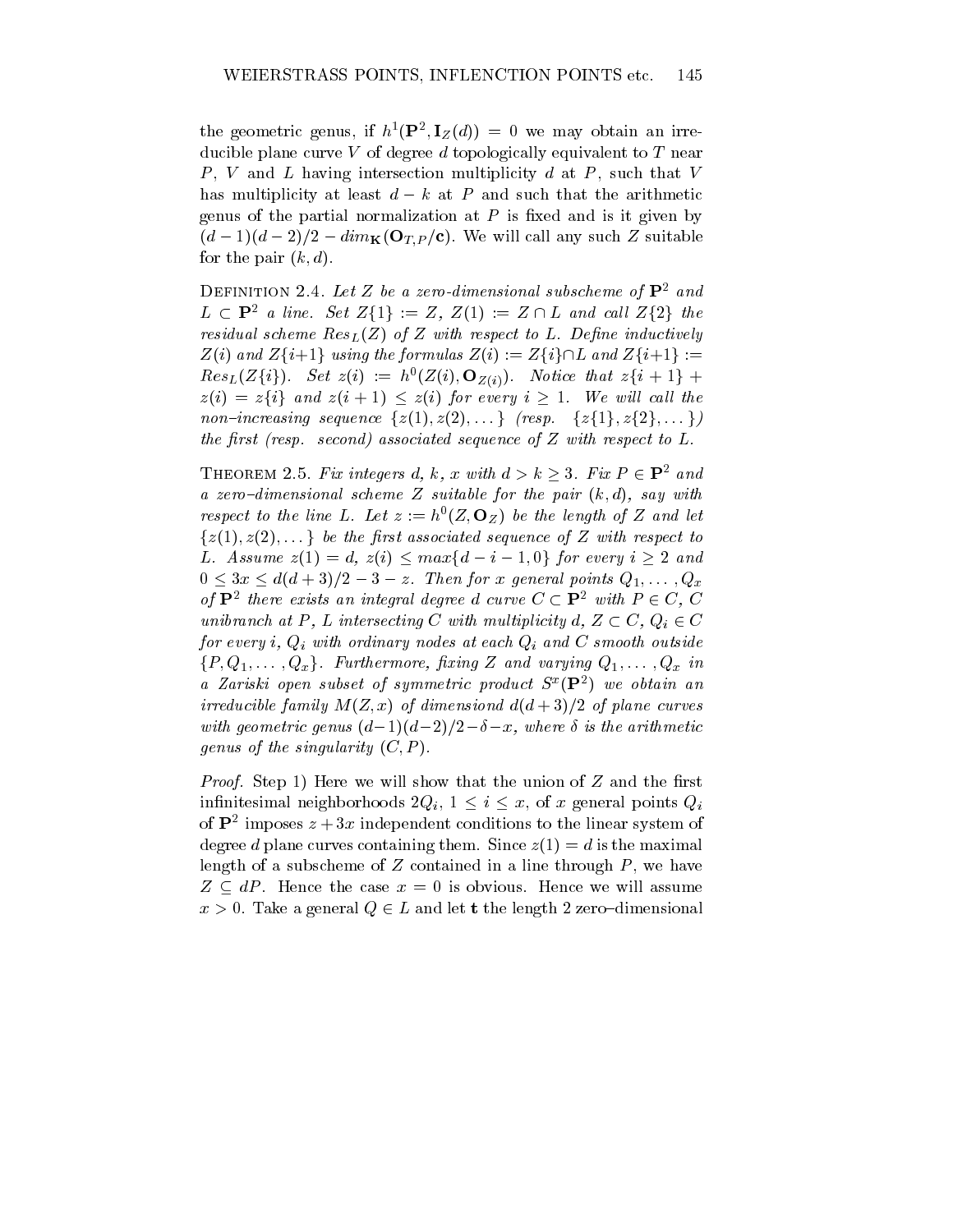the geometric genus, if $h^1(\mathbf{P}^2, \mathbf{I}_Z(d)) = 0$ we may obtain an irreducible plane curve $V$ of degree $d$ topologically equivalent to $T$ near $P$, $V$ and $L$ having intersection multiplicity $d$ at $P$, such that $V$ has multiplicity at least $d-k$ at $P$ and such that the arithmetic genus of the partial normalization at $P$ is fixed and is it given by $(d-1)(d-2)/2 - dim_{\mathbf{K}}(\mathbf{O}_{T,P}/\mathbf{c})$. We will call any such $Z$ suitable for the pair $(k, d)$.

Definition 2.4. *Let $Z$ be a zero-dimensional subscheme of $\mathbf{P}^2$ and $L \subset \mathbf{P}^2$ a line. Set $Z\{1\} := Z$, $Z(1) := Z \cap L$ and call $Z\{2\}$ the residual scheme $Res_L(Z)$ of $Z$ with respect to $L$. Define inductively $Z(i)$ and $Z\{i+1\}$ using the formulas $Z(i) := Z\{i\} \cap L$ and $Z\{i+1\} := Res_L(Z\{i\})$. Set $z(i) := h^0(Z(i), \mathbf{O}_{Z(i)})$. Notice that $z\{i+1\} + z(i) = z\{i\}$ and $z(i+1) \leq z(i)$ for every $i \geq 1$. We will call the non–increasing sequence $\{z(1), z(2), \dots\}$ (resp. $\{z\{1\}, z\{2\}, \dots\}$) the first (resp. second) associated sequence of $Z$ with respect to $L$.*

Theorem 2.5. *Fix integers $d$, $k$, $x$ with $d > k \geq 3$. Fix $P \in \mathbf{P}^2$ and a zero–dimensional scheme $Z$ suitable for the pair $(k, d)$, say with respect to the line $L$. Let $z := h^0(Z, \mathbf{O}_Z)$ be the length of $Z$ and let $\{z(1), z(2), \dots\}$ be the first associated sequence of $Z$ with respect to $L$. Assume $z(1) = d$, $z(i) \leq max\{d-i-1, 0\}$ for every $i \geq 2$ and $0 \leq 3x \leq d(d+3)/2 - 3 - z$. Then for $x$ general points $Q_1, \dots, Q_x$ of $\mathbf{P}^2$ there exists an integral degree $d$ curve $C \subset \mathbf{P}^2$ with $P \in C$, $C$ unibranch at $P$, $L$ intersecting $C$ with multiplicity $d$, $Z \subset C$, $Q_i \in C$ for every $i$, $Q_i$ with ordinary nodes at each $Q_i$ and $C$ smooth outside $\{P, Q_1, \dots, Q_x\}$. Furthermore, fixing $Z$ and varying $Q_1, \dots, Q_x$ in a Zariski open subset of symmetric product $S^x(\mathbf{P}^2)$ we obtain an irreducible family $M(Z, x)$ of dimensiond $d(d+3)/2$ of plane curves with geometric genus $(d-1)(d-2)/2 - \delta - x$, where $\delta$ is the arithmetic genus of the singularity $(C, P)$.*

*Proof.* Step 1) Here we will show that the union of $Z$ and the first infinitesimal neighborhoods $2Q_i$, $1 \leq i \leq x$, of $x$ general points $Q_i$ of $\mathbf{P}^2$ imposes $z + 3x$ independent conditions to the linear system of degree $d$ plane curves containing them. Since $z(1) = d$ is the maximal length of a subscheme of $Z$ contained in a line through $P$, we have $Z \subseteq dP$. Hence the case $x = 0$ is obvious. Hence we will assume $x > 0$. Take a general $Q \in L$ and let $\mathbf{t}$ the length 2 zero–dimensional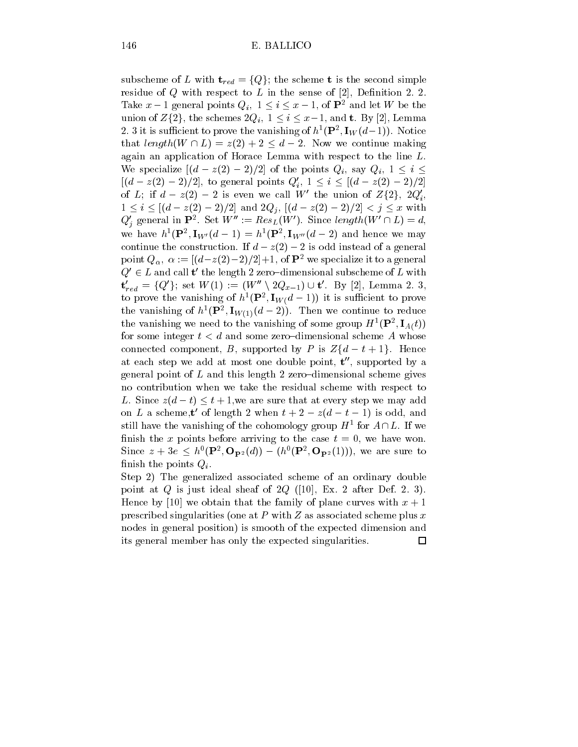subscheme of $L$ with $\mathbf{t}_{red} = \{Q\}$; the scheme $\mathbf{t}$ is the second simple residue of $Q$ with respect to $L$ in the sense of [2], Definition 2. 2. Take $x-1$ general points $Q_i$, $1 \le i \le x-1$, of $\mathbf{P}^2$ and let $W$ be the union of $Z\{2\}$, the schemes $2Q_i$, $1 \le i \le x-1$, and $\mathbf{t}$. By [2], Lemma 2. 3 it is sufficient to prove the vanishing of $h^1(\mathbf{P}^2, \mathbf{I}_W(d-1))$. Notice that $length(W \cap L) = z(2) + 2 \le d-2$. Now we continue making again an application of Horace Lemma with respect to the line $L$. We specialize $[(d - z(2) - 2)/2]$ of the points $Q_i$, say $Q_i$, $1 \le i \le [(d-z(2)-2)/2]$, to general points $Q_i'$, $1 \le i \le [(d-z(2)-2)/2]$ of $L$; if $d - z(2) - 2$ is even we call $W'$ the union of $Z\{2\}$, $2Q_i'$, $1 \le i \le [(d-z(2)-2)/2]$ and $2Q_j$, $[(d-z(2)-2)/2] < j \le x$ with $Q_j'$ general in $\mathbf{P}^2$. Set $W'' := Res_L(W')$. Since $length(W' \cap L) = d$, we have $h^1(\mathbf{P}^2, \mathbf{I}_{W'}(d-1) = h^1(\mathbf{P}^2, \mathbf{I}_{W''}(d-2)$ and hence we may continue the construction. If $d - z(2) - 2$ is odd instead of a general point $Q_\alpha$, $\alpha := [(d-z(2)-2)/2]+1$, of $\mathbf{P}^2$ we specialize it to a general $Q' \in L$ and call $\mathbf{t}'$ the length 2 zero–dimensional subscheme of $L$ with $\mathbf{t}'_{red} = \{Q'\}$; set $W(1) := (W'' \setminus 2Q_{x-1}) \cup \mathbf{t}'$. By [2], Lemma 2. 3, to prove the vanishing of $h^1(\mathbf{P}^2, \mathbf{I}_{W(}d-1))$ it is sufficient to prove the vanishing of $h^1(\mathbf{P}^2, \mathbf{I}_{W(1)}(d-2))$. Then we continue to reduce the vanishing we need to the vanishing of some group $H^1(\mathbf{P}^2, \mathbf{I}_{A(}t))$ for some integer $t < d$ and some zero–dimensional scheme $A$ whose connected component, $B$, supported by $P$ is $Z\{d-t+1\}$. Hence at each step we add at most one double point, $\mathbf{t}''$, supported by a general point of $L$ and this length 2 zero–dimensional scheme gives no contribution when we take the residual scheme with respect to $L$. Since $z(d-t) \le t+1$,we are sure that at every step we may add on $L$ a scheme,$\mathbf{t}'$ of length 2 when $t + 2 - z(d-t-1)$ is odd, and still have the vanishing of the cohomology group $H^1$ for $A \cap L$. If we finish the $x$ points before arriving to the case $t = 0$, we have won. Since $z + 3e \le h^0(\mathbf{P}^2, \mathbf{O}_{\mathbf{P}^2}(d)) - (h^0(\mathbf{P}^2, \mathbf{O}_{\mathbf{P}^2}(1)))$, we are sure to finish the points $Q_i$.

Step 2) The generalized associated scheme of an ordinary double point at $Q$ is just ideal sheaf of $2Q$ ([10], Ex. 2 after Def. 2. 3). Hence by [10] we obtain that the family of plane curves with $x+1$ prescribed singularities (one at $P$ with $Z$ as associated scheme plus $x$ nodes in general position) is smooth of the expected dimension and its general member has only the expected singularities. □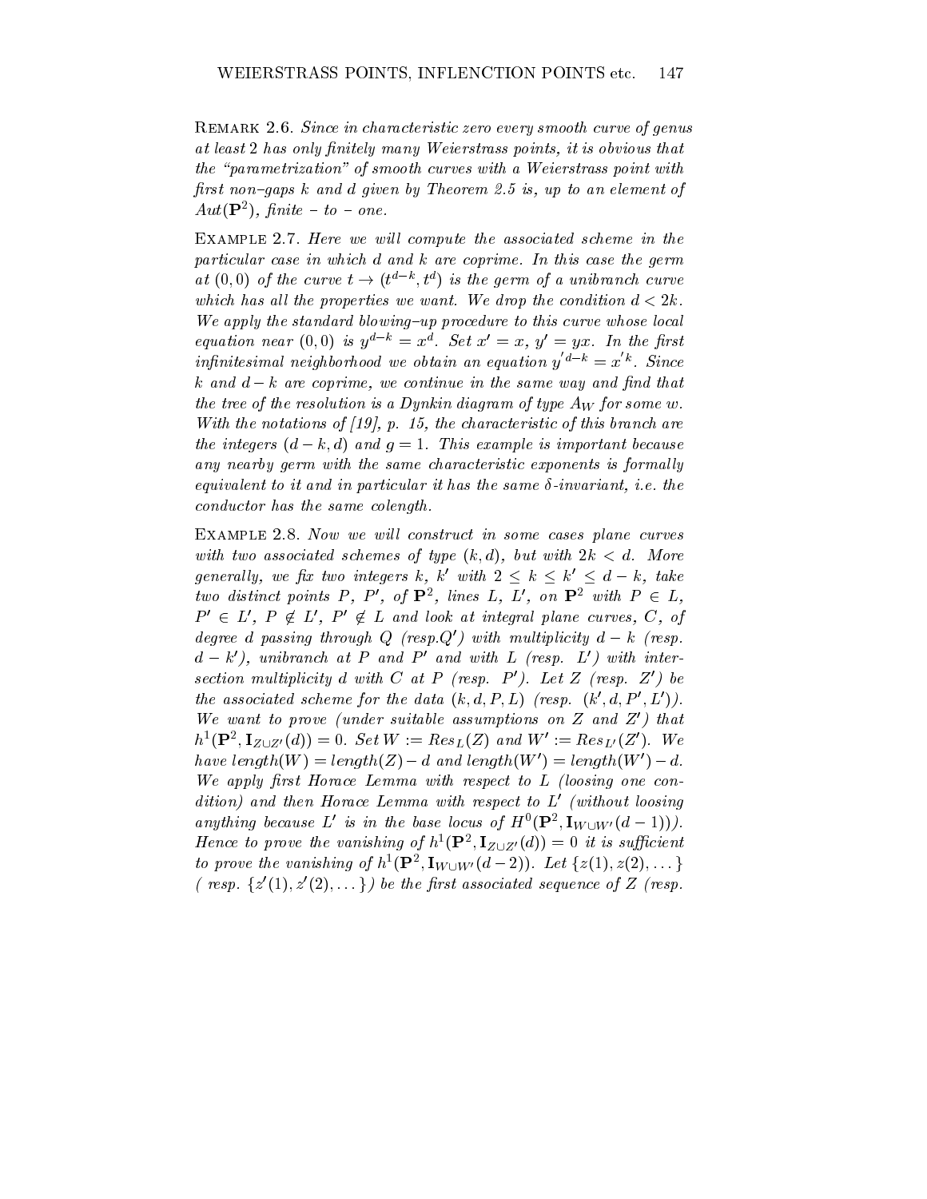Remark 2.6. *Since in characteristic zero every smooth curve of genus at least 2 has only finitely many Weierstrass points, it is obvious that the "parametrization" of smooth curves with a Weierstrass point with first non–gaps $k$ and $d$ given by Theorem 2.5 is, up to an element of $Aut(\mathbf{P}^2)$, finite – to – one.*

Example 2.7. *Here we will compute the associated scheme in the particular case in which $d$ and $k$ are coprime. In this case the germ at $(0,0)$ of the curve $t \to (t^{d-k}, t^d)$ is the germ of a unibranch curve which has all the properties we want. We drop the condition $d < 2k$. We apply the standard blowing–up procedure to this curve whose local equation near $(0,0)$ is $y^{d-k} = x^d$. Set $x' = x$, $y' = yx$. In the first infinitesimal neighborhood we obtain an equation ${y'}^{d-k} = {x'}^k$. Since $k$ and $d-k$ are coprime, we continue in the same way and find that the tree of the resolution is a Dynkin diagram of type $A_W$ for some $w$. With the notations of [19], p. 15, the characteristic of this branch are the integers $(d-k, d)$ and $g = 1$. This example is important because any nearby germ with the same characteristic exponents is formally equivalent to it and in particular it has the same $\delta$-invariant, i.e. the conductor has the same colength.*

Example 2.8. *Now we will construct in some cases plane curves with two associated schemes of type $(k,d)$, but with $2k < d$. More generally, we fix two integers $k$, $k'$ with $2 \le k \le k' \le d-k$, take two distinct points $P$, $P'$, of $\mathbf{P}^2$, lines $L$, $L'$, on $\mathbf{P}^2$ with $P \in L$, $P' \in L'$, $P \notin L'$, $P' \notin L$ and look at integral plane curves, $C$, of degree $d$ passing through $Q$ (resp.$Q'$) with multiplicity $d-k$ (resp. $d-k'$), unibranch at $P$ and $P'$ and with $L$ (resp. $L'$) with intersection multiplicity $d$ with $C$ at $P$ (resp. $P'$). Let $Z$ (resp. $Z'$) be the associated scheme for the data $(k,d,P,L)$ (resp. $(k',d,P',L')$). We want to prove (under suitable assumptions on $Z$ and $Z'$) that $h^1(\mathbf{P}^2, \mathbf{I}_{Z\cup Z'}(d)) = 0$. Set $W := Res_L(Z)$ and $W' := Res_{L'}(Z')$. We have $length(W) = length(Z) - d$ and $length(W') = length(W') - d$. We apply first Horace Lemma with respect to $L$ (loosing one condition) and then Horace Lemma with respect to $L'$ (without loosing anything because $L'$ is in the base locus of $H^0(\mathbf{P}^2, \mathbf{I}_{W\cup W'}(d-1))$). Hence to prove the vanishing of $h^1(\mathbf{P}^2, \mathbf{I}_{Z\cup Z'}(d)) = 0$ it is sufficient to prove the vanishing of $h^1(\mathbf{P}^2, \mathbf{I}_{W\cup W'}(d-2))$. Let $\{z(1), z(2), \dots\}$ ( resp. $\{z'(1), z'(2), \dots\}$) be the first associated sequence of $Z$ (resp.*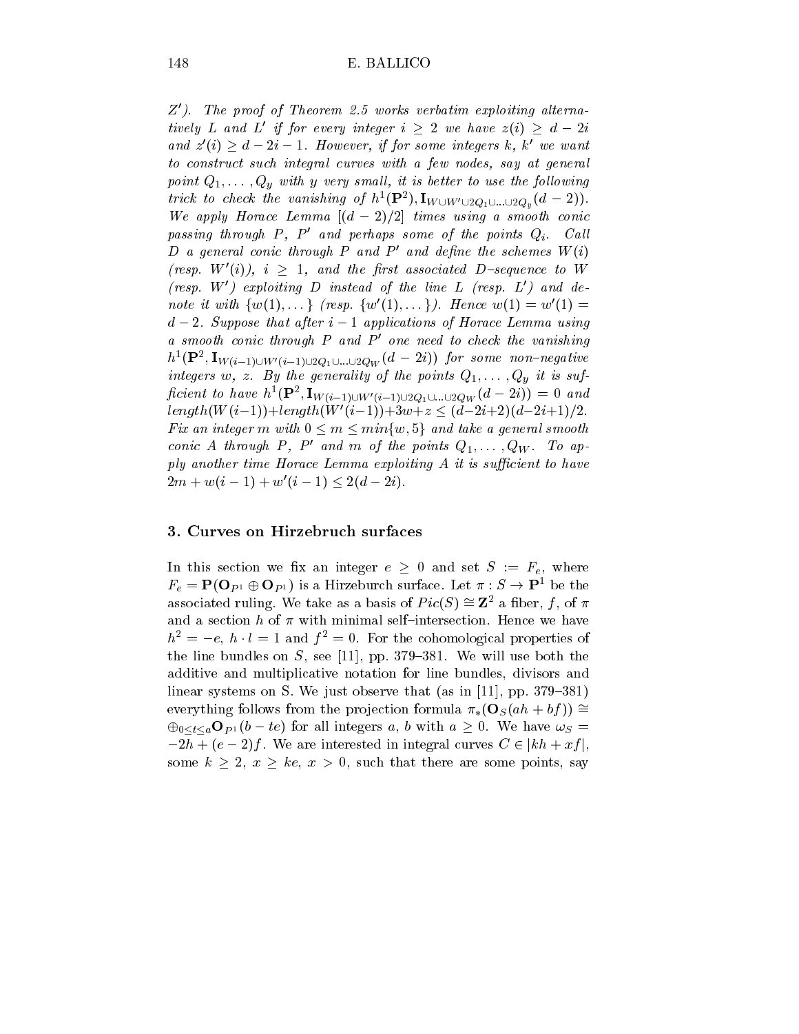*$Z'$). The proof of Theorem 2.5 works verbatim exploiting alternatively $L$ and $L'$ if for every integer $i \geq 2$ we have $z(i) \geq d - 2i$ and $z'(i) \geq d - 2i - 1$. However, if for some integers $k$, $k'$ we want to construct such integral curves with a few nodes, say at general point $Q_1, \ldots, Q_y$ with $y$ very small, it is better to use the following trick to check the vanishing of $h^1(\mathbf{P}^2), \mathbf{I}_{W \cup W' \cup 2Q_1 \cup \ldots \cup 2Q_y}(d-2))$. We apply Horace Lemma $[(d-2)/2]$ times using a smooth conic passing through $P$, $P'$ and perhaps some of the points $Q_i$. Call $D$ a general conic through $P$ and $P'$ and define the schemes $W(i)$ (resp. $W'(i)$), $i \geq 1$, and the first associated $D$–sequence to $W$ (resp. $W'$) exploiting $D$ instead of the line $L$ (resp. $L'$) and denote it with $\{w(1), \ldots\}$ (resp. $\{w'(1), \ldots\}$). Hence $w(1) = w'(1) = d - 2$. Suppose that after $i - 1$ applications of Horace Lemma using a smooth conic through $P$ and $P'$ one need to check the vanishing $h^1(\mathbf{P}^2, \mathbf{I}_{W(i-1) \cup W'(i-1) \cup 2Q_1 \cup \ldots \cup 2Q_W}(d-2i))$ for some non–negative integers $w$, $z$. By the generality of the points $Q_1, \ldots, Q_y$ it is sufficient to have $h^1(\mathbf{P}^2, \mathbf{I}_{W(i-1) \cup W'(i-1) \cup 2Q_1 \cup \ldots \cup 2Q_W}(d-2i)) = 0$ and $length(W(i-1)) + length(W'(i-1)) + 3w + z \leq (d-2i+2)(d-2i+1)/2$. Fix an integer $m$ with $0 \leq m \leq min\{w, 5\}$ and take a general smooth conic $A$ through $P$, $P'$ and $m$ of the points $Q_1, \ldots, Q_W$. To apply another time Horace Lemma exploiting $A$ it is sufficient to have $2m + w(i-1) + w'(i-1) \leq 2(d-2i)$.*

## 3. Curves on Hirzebruch surfaces

In this section we fix an integer $e \geq 0$ and set $S := F_e$, where $F_e = \mathbf{P}(\mathbf{O}_{P^1} \oplus \mathbf{O}_{P^1})$ is a Hirzeburch surface. Let $\pi : S \to \mathbf{P}^1$ be the associated ruling. We take as a basis of $Pic(S) \cong \mathbf{Z}^2$ a fiber, $f$, of $\pi$ and a section $h$ of $\pi$ with minimal self–intersection. Hence we have $h^2 = -e$, $h \cdot l = 1$ and $f^2 = 0$. For the cohomological properties of the line bundles on $S$, see [11], pp. 379–381. We will use both the additive and multiplicative notation for line bundles, divisors and linear systems on S. We just observe that (as in [11], pp. 379–381) everything follows from the projection formula $\pi_*(\mathbf{O}_S(ah + bf)) \cong \oplus_{0 \leq t \leq a} \mathbf{O}_{P^1}(b - te)$ for all integers $a$, $b$ with $a \geq 0$. We have $\omega_S = -2h + (e-2)f$. We are interested in integral curves $C \in |kh + xf|$, some $k \geq 2$, $x \geq ke$, $x > 0$, such that there are some points, say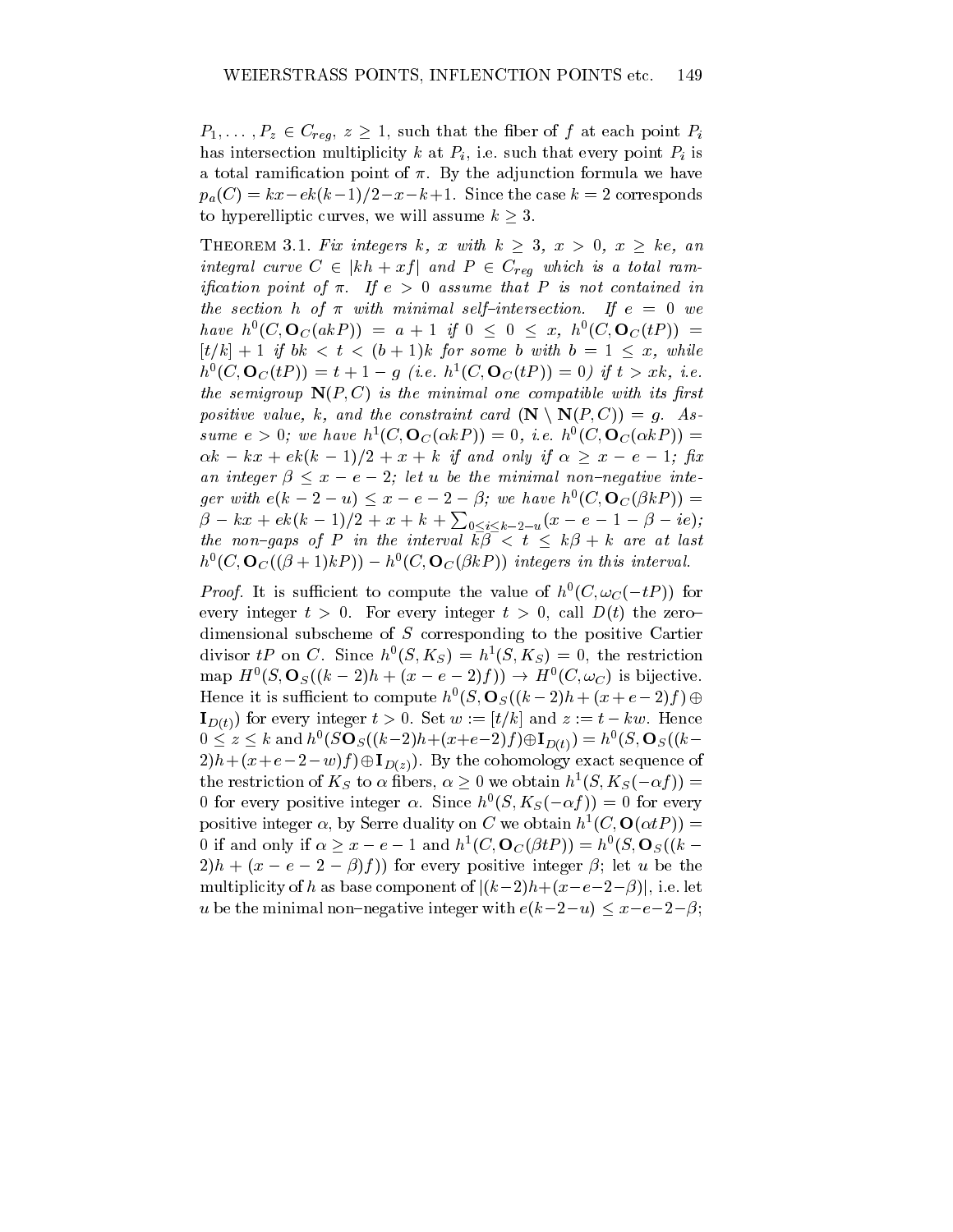$P_1, \dots, P_z \in C_{reg}$, $z \geq 1$, such that the fiber of $f$ at each point $P_i$ has intersection multiplicity $k$ at $P_i$, i.e. such that every point $P_i$ is a total ramification point of $\pi$. By the adjunction formula we have $p_a(C) = kx - ek(k-1)/2 - x - k + 1$. Since the case $k = 2$ corresponds to hyperelliptic curves, we will assume $k \geq 3$.

**Theorem 3.1.** *Fix integers $k$, $x$ with $k \geq 3$, $x > 0$, $x \geq ke$, an integral curve $C \in |kh + xf|$ and $P \in C_{reg}$ which is a total ramification point of $\pi$. If $e > 0$ assume that $P$ is not contained in the section $h$ of $\pi$ with minimal self–intersection. If $e = 0$ we have $h^0(C, \mathbf{O}_C(akP)) = a + 1$ if $0 \leq 0 \leq x$, $h^0(C, \mathbf{O}_C(tP)) = [t/k] + 1$ if $bk < t < (b+1)k$ for some $b$ with $b = 1 \leq x$, while $h^0(C, \mathbf{O}_C(tP)) = t + 1 - g$ (i.e. $h^1(C, \mathbf{O}_C(tP)) = 0$) if $t > xk$, i.e. the semigroup $\mathbf{N}(P, C)$ is the minimal one compatible with its first positive value, $k$, and the constraint card $(\mathbf{N} \setminus \mathbf{N}(P, C)) = g$. Assume $e > 0$; we have $h^1(C, \mathbf{O}_C(\alpha kP)) = 0$, i.e. $h^0(C, \mathbf{O}_C(\alpha kP)) = \alpha k - kx + ek(k-1)/2 + x + k$ if and only if $\alpha \geq x - e - 1$; fix an integer $\beta \leq x - e - 2$; let $u$ be the minimal non–negative integer with $e(k-2-u) \leq x - e - 2 - \beta$; we have $h^0(C, \mathbf{O}_C(\beta kP)) = \beta - kx + ek(k-1)/2 + x + k + \sum_{0 \leq i \leq k-2-u} (x - e - 1 - \beta - ie)$; the non-gaps of $P$ in the interval $k\beta < t \leq k\beta + k$ are at last $h^0(C, \mathbf{O}_C((\beta+1)kP)) - h^0(C, \mathbf{O}_C(\beta kP))$ integers in this interval.*

*Proof.* It is sufficient to compute the value of $h^0(C, \omega_C(-tP))$ for every integer $t > 0$. For every integer $t > 0$, call $D(t)$ the zero–dimensional subscheme of $S$ corresponding to the positive Cartier divisor $tP$ on $C$. Since $h^0(S, K_S) = h^1(S, K_S) = 0$, the restriction map $H^0(S, \mathbf{O}_S((k-2)h + (x-e-2)f)) \to H^0(C, \omega_C)$ is bijective. Hence it is sufficient to compute $h^0(S, \mathbf{O}_S((k-2)h + (x+e-2)f) \oplus \mathbf{I}_{D(t)})$ for every integer $t > 0$. Set $w := [t/k]$ and $z := t - kw$. Hence $0 \leq z \leq k$ and $h^0(S\mathbf{O}_S((k-2)h + (x+e-2)f) \oplus \mathbf{I}_{D(t)}) = h^0(S, \mathbf{O}_S((k-2)h + (x+e-2-w)f) \oplus \mathbf{I}_{D(z)})$. By the cohomology exact sequence of the restriction of $K_S$ to $\alpha$ fibers, $\alpha \geq 0$ we obtain $h^1(S, K_S(-\alpha f)) = 0$ for every positive integer $\alpha$. Since $h^0(S, K_S(-\alpha f)) = 0$ for every positive integer $\alpha$, by Serre duality on $C$ we obtain $h^1(C, \mathbf{O}(\alpha tP)) = 0$ if and only if $\alpha \geq x - e - 1$ and $h^1(C, \mathbf{O}_C(\beta tP)) = h^0(S, \mathbf{O}_S((k-2)h + (x-e-2-\beta)f))$ for every positive integer $\beta$; let $u$ be the multiplicity of $h$ as base component of $|(k-2)h + (x-e-2-\beta)|$, i.e. let $u$ be the minimal non–negative integer with $e(k-2-u) \leq x-e-2-\beta$;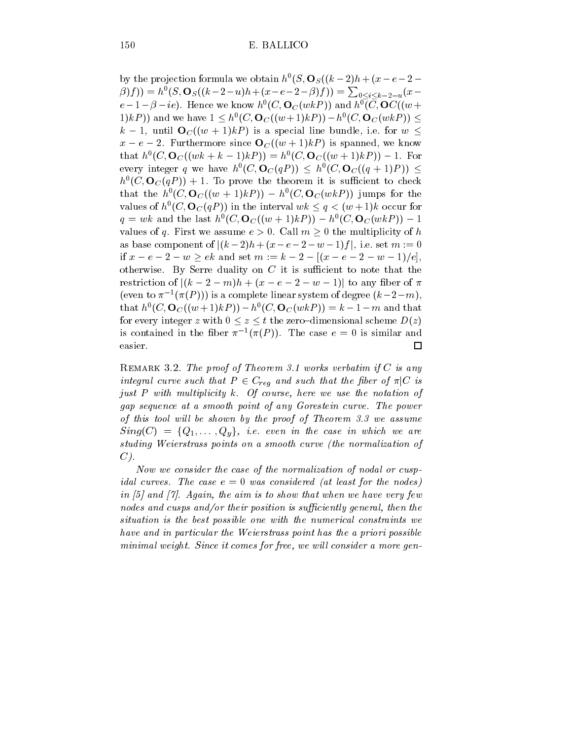by the projection formula we obtain $h^0(S, \mathbf{O}_S((k-2)h+(x-e-2-\beta)f)) = h^0(S, \mathbf{O}_S((k-2-u)h+(x-e-2-\beta)f)) = \sum_{0\le i\le k-2-u}(x-e-1-\beta-ie)$. Hence we know $h^0(C, \mathbf{O}_C(wkP))$ and $h^0(C, \mathbf{O}C((w+1)kP))$ and we have $1 \le h^0(C, \mathbf{O}_C((w+1)kP)) - h^0(C, \mathbf{O}_C(wkP)) \le k-1$, until $\mathbf{O}_C((w+1)kP)$ is a special line bundle, i.e. for $w \le x-e-2$. Furthermore since $\mathbf{O}_C((w+1)kP)$ is spanned, we know that $h^0(C, \mathbf{O}_C((wk+k-1)kP)) = h^0(C, \mathbf{O}_C((w+1)kP)) - 1$. For every integer $q$ we have $h^0(C, \mathbf{O}_C(qP)) \le h^0(C, \mathbf{O}_C((q+1)P)) \le h^0(C, \mathbf{O}_C(qP)) + 1$. To prove the theorem it is sufficient to check that the $h^0(C, \mathbf{O}_C((w+1)kP)) - h^0(C, \mathbf{O}_C(wkP))$ jumps for the values of $h^0(C, \mathbf{O}_C(qP))$ in the interval $wk \le q < (w+1)k$ occur for $q = wk$ and the last $h^0(C, \mathbf{O}_C((w+1)kP)) - h^0(C, \mathbf{O}_C(wkP)) - 1$ values of $q$. First we assume $e > 0$. Call $m \ge 0$ the multiplicity of $h$ as base component of $|(k-2)h+(x-e-2-w-1)f|$, i.e. set $m := 0$ if $x-e-2-w \ge ek$ and set $m := k-2-[(x-e-2-w-1)/e]$, otherwise. By Serre duality on $C$ it is sufficient to note that the restriction of $|(k-2-m)h+(x-e-2-w-1)|$ to any fiber of $\pi$ (even to $\pi^{-1}(\pi(P))$) is a complete linear system of degree $(k-2-m)$, that $h^0(C, \mathbf{O}_C((w+1)kP)) - h^0(C, \mathbf{O}_C(wkP)) = k-1-m$ and that for every integer $z$ with $0 \le z \le t$ the zero–dimensional scheme $D(z)$ is contained in the fiber $\pi^{-1}(\pi(P))$. The case $e = 0$ is similar and easier. □

REMARK 3.2. *The proof of Theorem 3.1 works verbatim if $C$ is any integral curve such that $P \in C_{reg}$ and such that the fiber of $\pi|C$ is just $P$ with multiplicity $k$. Of course, here we use the notation of gap sequence at a smooth point of any Gorestein curve. The power of this tool will be shown by the proof of Theorem 3.3 we assume $Sing(C) = \{Q_1, \dots, Q_y\}$, i.e. even in the case in which we are studing Weierstrass points on a smooth curve (the normalization of $C$).*

*Now we consider the case of the normalization of nodal or cuspidal curves. The case $e = 0$ was considered (at least for the nodes) in [5] and [7]. Again, the aim is to show that when we have very few nodes and cusps and/or their position is sufficiently general, then the situation is the best possible one with the numerical constraints we have and in particular the Weierstrass point has the a priori possible minimal weight. Since it comes for free, we will consider a more gen-*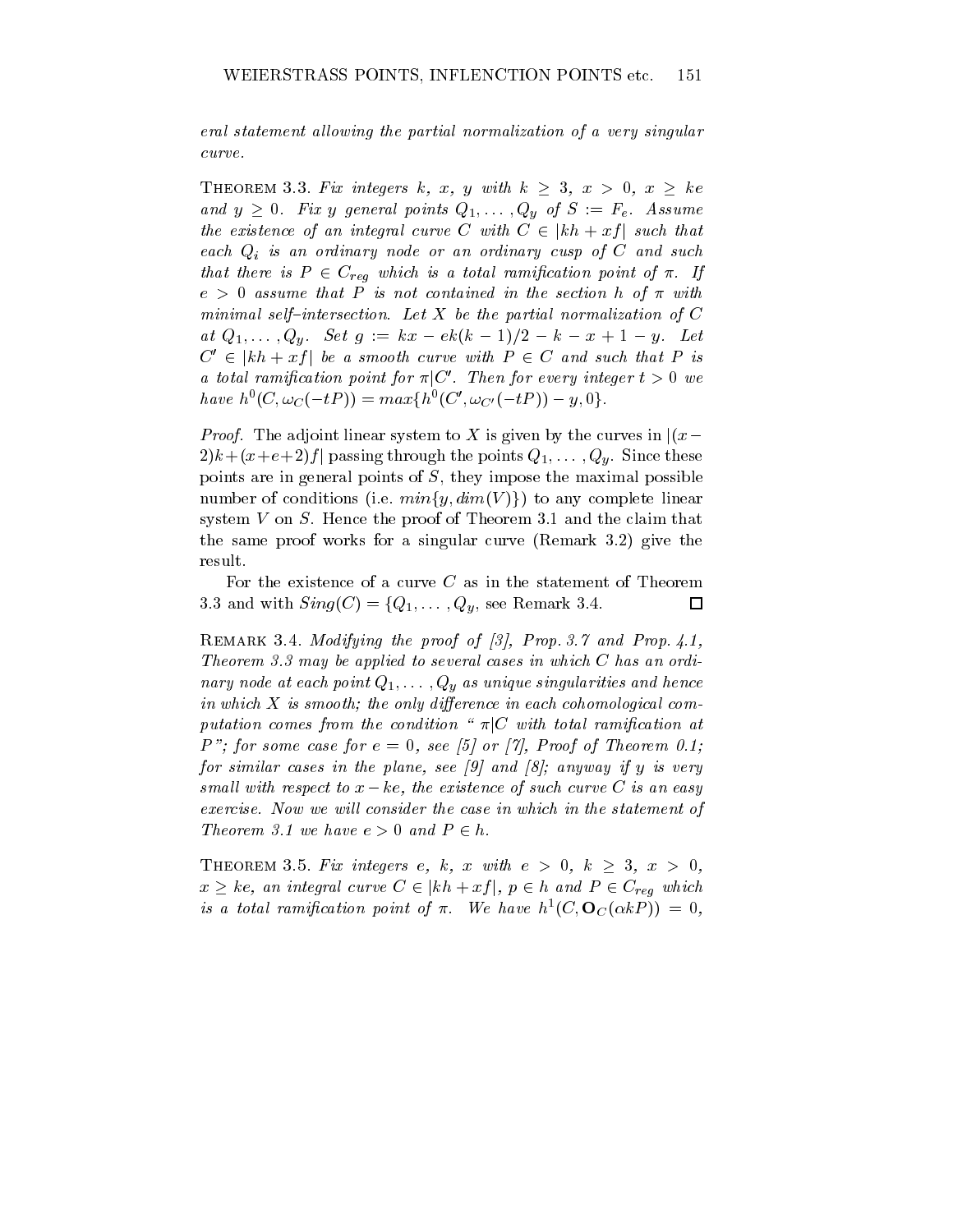*eral statement allowing the partial normalization of a very singular curve.*

Theorem 3.3. *Fix integers $k$, $x$, $y$ with $k \geq 3$, $x > 0$, $x \geq ke$ and $y \geq 0$. Fix $y$ general points $Q_1, \dots, Q_y$ of $S := F_e$. Assume the existence of an integral curve $C$ with $C \in |kh + xf|$ such that each $Q_i$ is an ordinary node or an ordinary cusp of $C$ and such that there is $P \in C_{reg}$ which is a total ramification point of $\pi$. If $e > 0$ assume that $P$ is not contained in the section $h$ of $\pi$ with minimal self–intersection. Let $X$ be the partial normalization of $C$ at $Q_1, \dots, Q_y$. Set $g := kx - ek(k-1)/2 - k - x + 1 - y$. Let $C' \in |kh + xf|$ be a smooth curve with $P \in C$ and such that $P$ is a total ramification point for $\pi|C'$. Then for every integer $t > 0$ we have $h^0(C, \omega_C(-tP)) = max\{h^0(C', \omega_{C'}(-tP)) - y, 0\}$.*

*Proof.* The adjoint linear system to $X$ is given by the curves in $|(x-2)k + (x+e+2)f|$ passing through the points $Q_1, \dots, Q_y$. Since these points are in general points of $S$, they impose the maximal possible number of conditions (i.e. $min\{y, dim(V)\}$) to any complete linear system $V$ on $S$. Hence the proof of Theorem 3.1 and the claim that the same proof works for a singular curve (Remark 3.2) give the result.

For the existence of a curve $C$ as in the statement of Theorem 3.3 and with $Sing(C) = \{Q_1, \dots, Q_y$, see Remark 3.4. □

Remark 3.4. *Modifying the proof of [3], Prop. 3.7 and Prop. 4.1, Theorem 3.3 may be applied to several cases in which $C$ has an ordinary node at each point $Q_1, \dots, Q_y$ as unique singularities and hence in which $X$ is smooth; the only difference in each cohomological computation comes from the condition " $\pi|C$ with total ramification at $P$"; for some case for $e = 0$, see [5] or [7], Proof of Theorem 0.1; for similar cases in the plane, see [9] and [8]; anyway if $y$ is very small with respect to $x - ke$, the existence of such curve $C$ is an easy exercise. Now we will consider the case in which in the statement of Theorem 3.1 we have $e > 0$ and $P \in h$.*

Theorem 3.5. *Fix integers $e$, $k$, $x$ with $e > 0$, $k \geq 3$, $x > 0$, $x \geq ke$, an integral curve $C \in |kh + xf|$, $p \in h$ and $P \in C_{reg}$ which is a total ramification point of $\pi$. We have $h^1(C, \mathbf{O}_C(\alpha kP)) = 0$,*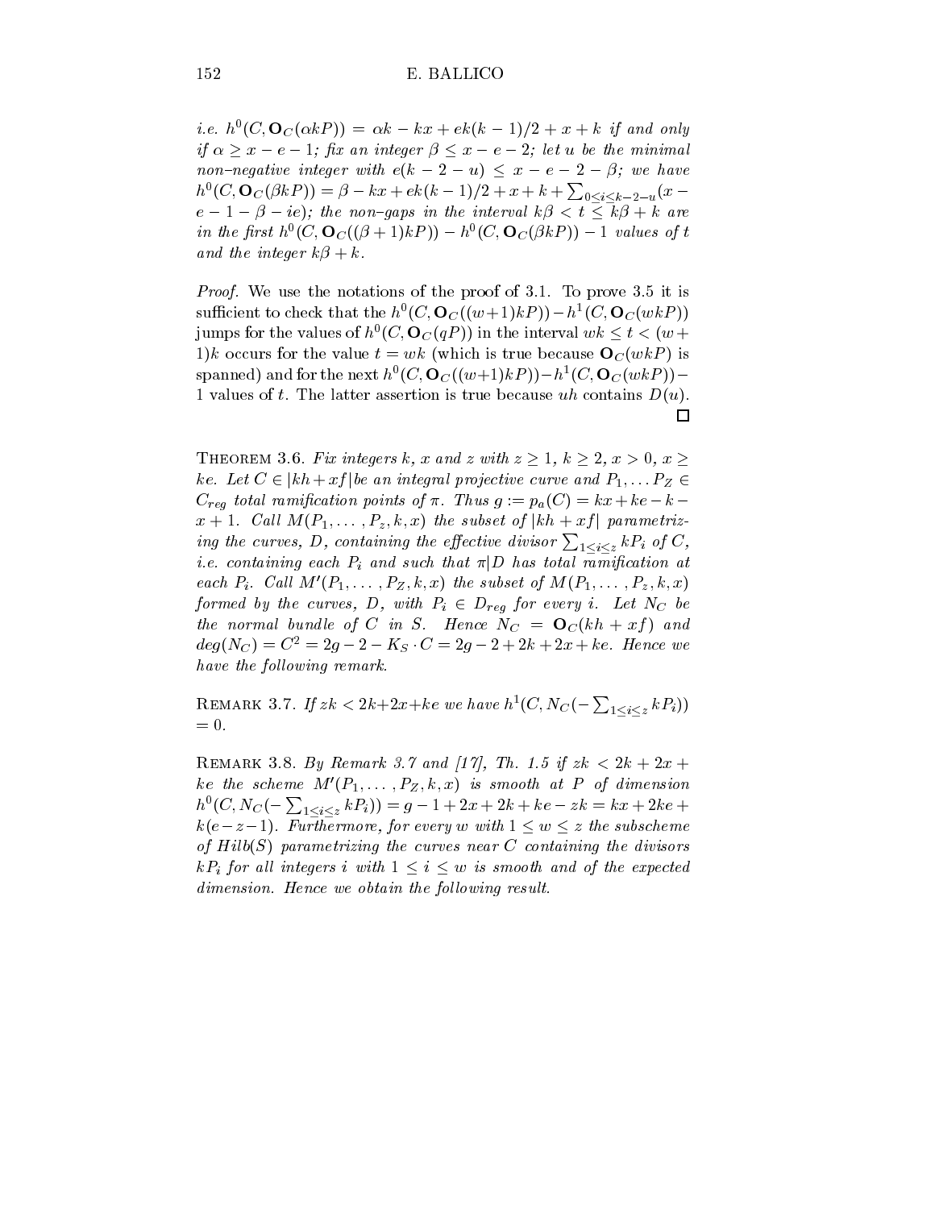*i.e.* $h^0(C, \mathbf{O}_C(\alpha kP)) = \alpha k - kx + ek(k-1)/2 + x + k$ *if and only if* $\alpha \geq x - e - 1$; *fix an integer* $\beta \leq x - e - 2$; *let* $u$ *be the minimal non–negative integer with* $e(k-2-u) \leq x - e - 2 - \beta$; *we have* $h^0(C, \mathbf{O}_C(\beta kP)) = \beta - kx + ek(k-1)/2 + x + k + \sum_{0 \leq i \leq k-2-u}(x - e - 1 - \beta - ie)$; *the non–gaps in the interval* $k\beta < t \leq k\beta + k$ *are in the first* $h^0(C, \mathbf{O}_C((\beta+1)kP)) - h^0(C, \mathbf{O}_C(\beta kP)) - 1$ *values of* $t$ *and the integer* $k\beta + k$.

*Proof.* We use the notations of the proof of 3.1. To prove 3.5 it is sufficient to check that the $h^0(C, \mathbf{O}_C((w+1)kP)) - h^1(C, \mathbf{O}_C(wkP))$ jumps for the values of $h^0(C, \mathbf{O}_C(qP))$ in the interval $wk \leq t < (w+1)k$ occurs for the value $t = wk$ (which is true because $\mathbf{O}_C(wkP)$ is spanned) and for the next $h^0(C, \mathbf{O}_C((w+1)kP)) - h^1(C, \mathbf{O}_C(wkP)) - 1$ values of $t$. The latter assertion is true because $uh$ contains $D(u)$. □

Theorem 3.6. *Fix integers* $k$, $x$ *and* $z$ *with* $z \geq 1$, $k \geq 2$, $x > 0$, $x \geq ke$. *Let* $C \in |kh + xf|$ *be an integral projective curve and* $P_1, \ldots P_Z \in C_{reg}$ *total ramification points of* $\pi$. *Thus* $g := p_a(C) = kx + ke - k - x + 1$. *Call* $M(P_1, \ldots, P_z, k, x)$ *the subset of* $|kh + xf|$ *parametrizing the curves,* $D$, *containing the effective divisor* $\sum_{1 \leq i \leq z} kP_i$ *of* $C$, *i.e. containing each* $P_i$ *and such that* $\pi|D$ *has total ramification at each* $P_i$. *Call* $M'(P_1, \ldots, P_Z, k, x)$ *the subset of* $M(P_1, \ldots, P_z, k, x)$ *formed by the curves,* $D$, *with* $P_i \in D_{reg}$ *for every* $i$. *Let* $N_C$ *be the normal bundle of* $C$ *in* $S$. *Hence* $N_C = \mathbf{O}_C(kh + xf)$ *and* $deg(N_C) = C^2 = 2g - 2 - K_S \cdot C = 2g - 2 + 2k + 2x + ke$. *Hence we have the following remark.*

Remark 3.7. *If* $zk < 2k + 2x + ke$ *we have* $h^1(C, N_C(-\sum_{1 \leq i \leq z} kP_i)) = 0$.

Remark 3.8. *By Remark 3.7 and [17], Th. 1.5 if* $zk < 2k + 2x + ke$ *the scheme* $M'(P_1, \ldots, P_Z, k, x)$ *is smooth at* $P$ *of dimension* $h^0(C, N_C(-\sum_{1 \leq i \leq z} kP_i)) = g - 1 + 2x + 2k + ke - zk = kx + 2ke + k(e - z - 1)$. *Furthermore, for every* $w$ *with* $1 \leq w \leq z$ *the subscheme of* $Hilb(S)$ *parametrizing the curves near* $C$ *containing the divisors* $kP_i$ *for all integers* $i$ *with* $1 \leq i \leq w$ *is smooth and of the expected dimension. Hence we obtain the following result.*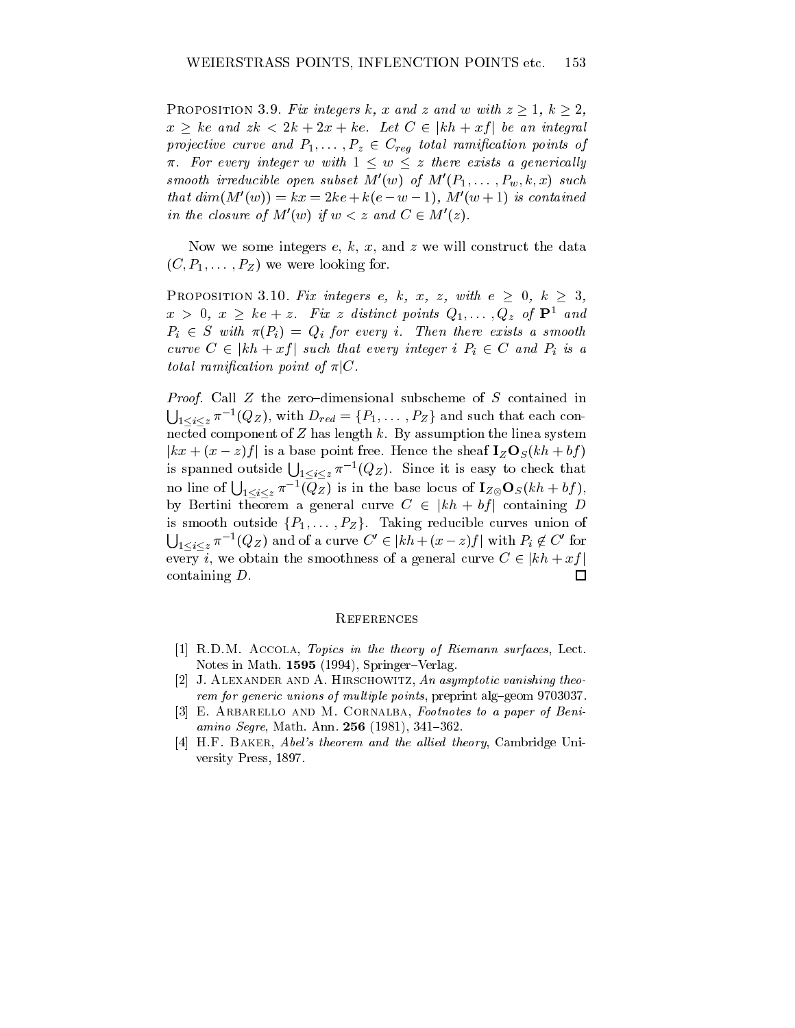Proposition 3.9. *Fix integers $k$, $x$ and $z$ and $w$ with $z \geq 1$, $k \geq 2$, $x \geq ke$ and $zk < 2k + 2x + ke$. Let $C \in |kh + xf|$ be an integral projective curve and $P_1, \ldots, P_z \in C_{reg}$ total ramification points of $\pi$. For every integer $w$ with $1 \leq w \leq z$ there exists a generically smooth irreducible open subset $M'(w)$ of $M'(P_1, \ldots, P_w, k, x)$ such that $dim(M'(w)) = kx = 2ke + k(e - w - 1)$, $M'(w+1)$ is contained in the closure of $M'(w)$ if $w < z$ and $C \in M'(z)$.*

Now we some integers $e$, $k$, $x$, and $z$ we will construct the data $(C, P_1, \ldots, P_Z)$ we were looking for.

Proposition 3.10. *Fix integers $e$, $k$, $x$, $z$, with $e \geq 0$, $k \geq 3$, $x > 0$, $x \geq ke + z$. Fix $z$ distinct points $Q_1, \ldots, Q_z$ of $\mathbf{P}^1$ and $P_i \in S$ with $\pi(P_i) = Q_i$ for every $i$. Then there exists a smooth curve $C \in |kh + xf|$ such that every integer $i$ $P_i \in C$ and $P_i$ is a total ramification point of $\pi|C$.*

*Proof.* Call $Z$ the zero–dimensional subscheme of $S$ contained in $\bigcup_{1 \leq i \leq z} \pi^{-1}(Q_Z)$, with $D_{red} = \{P_1, \ldots, P_Z\}$ and such that each connected component of $Z$ has length $k$. By assumption the linea system $|kx + (x - z)f|$ is a base point free. Hence the sheaf $\mathbf{I}_Z \mathbf{O}_S(kh + bf)$ is spanned outside $\bigcup_{1 \leq i \leq z} \pi^{-1}(Q_Z)$. Since it is easy to check that no line of $\bigcup_{1 \leq i \leq z} \pi^{-1}(Q_Z)$ is in the base locus of $\mathbf{I}_{Z \otimes} \mathbf{O}_S(kh + bf)$, by Bertini theorem a general curve $C \in |kh + bf|$ containing $D$ is smooth outside $\{P_1, \ldots, P_Z\}$. Taking reducible curves union of $\bigcup_{1 \leq i \leq z} \pi^{-1}(Q_Z)$ and of a curve $C' \in |kh + (x - z)f|$ with $P_i \notin C'$ for every $i$, we obtain the smoothness of a general curve $C \in |kh + xf|$ containing $D$. □

## References

[1] R.D.M. Accola, *Topics in the theory of Riemann surfaces*, Lect. Notes in Math. **1595** (1994), Springer–Verlag.

[2] J. Alexander and A. Hirschowitz, *An asymptotic vanishing theorem for generic unions of multiple points*, preprint alg–geom 9703037.

[3] E. Arbarello and M. Cornalba, *Footnotes to a paper of Beniamino Segre*, Math. Ann. **256** (1981), 341–362.

[4] H.F. Baker, *Abel's theorem and the allied theory*, Cambridge University Press, 1897.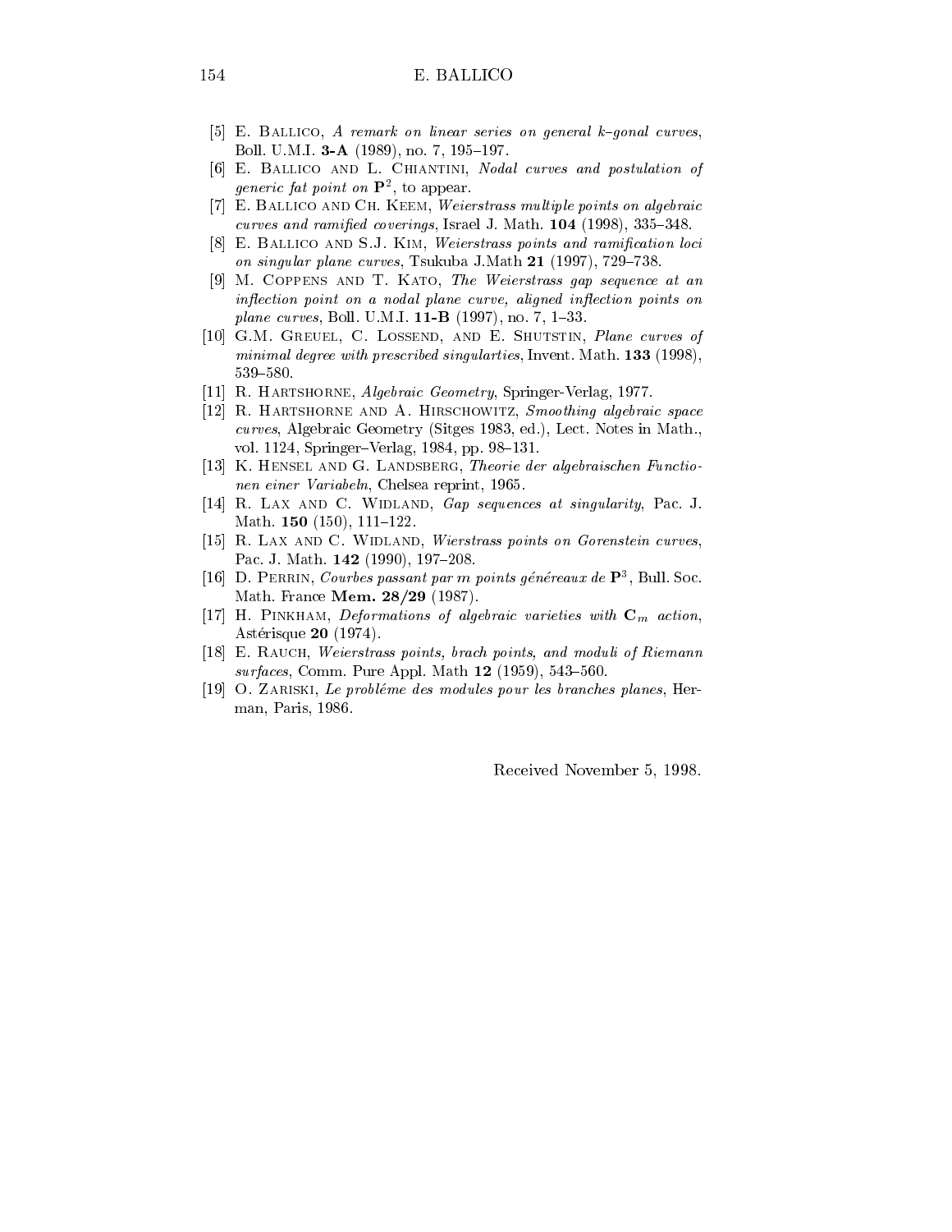[5] E. Ballico, *A remark on linear series on general k–gonal curves*, Boll. U.M.I. **3-A** (1989), no. 7, 195–197.

[6] E. Ballico and L. Chiantini, *Nodal curves and postulation of generic fat point on* $\mathbf{P}^2$, to appear.

[7] E. Ballico and Ch. Keem, *Weierstrass multiple points on algebraic curves and ramified coverings*, Israel J. Math. **104** (1998), 335–348.

[8] E. Ballico and S.J. Kim, *Weierstrass points and ramification loci on singular plane curves*, Tsukuba J.Math **21** (1997), 729–738.

[9] M. Coppens and T. Kato, *The Weierstrass gap sequence at an inflection point on a nodal plane curve, aligned inflection points on plane curves*, Boll. U.M.I. **11-B** (1997), no. 7, 1–33.

[10] G.M. Greuel, C. Lossend, and E. Shutstin, *Plane curves of minimal degree with prescribed singularties*, Invent. Math. **133** (1998), 539–580.

[11] R. Hartshorne, *Algebraic Geometry*, Springer-Verlag, 1977.

[12] R. Hartshorne and A. Hirschowitz, *Smoothing algebraic space curves*, Algebraic Geometry (Sitges 1983, ed.), Lect. Notes in Math., vol. 1124, Springer–Verlag, 1984, pp. 98–131.

[13] K. Hensel and G. Landsberg, *Theorie der algebraischen Functionen einer Variabeln*, Chelsea reprint, 1965.

[14] R. Lax and C. Widland, *Gap sequences at singularity*, Pac. J. Math. **150** (150), 111–122.

[15] R. Lax and C. Widland, *Wierstrass points on Gorenstein curves*, Pac. J. Math. **142** (1990), 197–208.

[16] D. Perrin, *Courbes passant par m points généreaux de* $\mathbf{P}^3$, Bull. Soc. Math. France **Mem. 28/29** (1987).

[17] H. Pinkham, *Deformations of algebraic varieties with* $\mathbf{C}_m$ *action*, Astérisque **20** (1974).

[18] E. Rauch, *Weierstrass points, brach points, and moduli of Riemann surfaces*, Comm. Pure Appl. Math **12** (1959), 543–560.

[19] O. Zariski, *Le probléme des modules pour les branches planes*, Herman, Paris, 1986.

Received November 5, 1998.